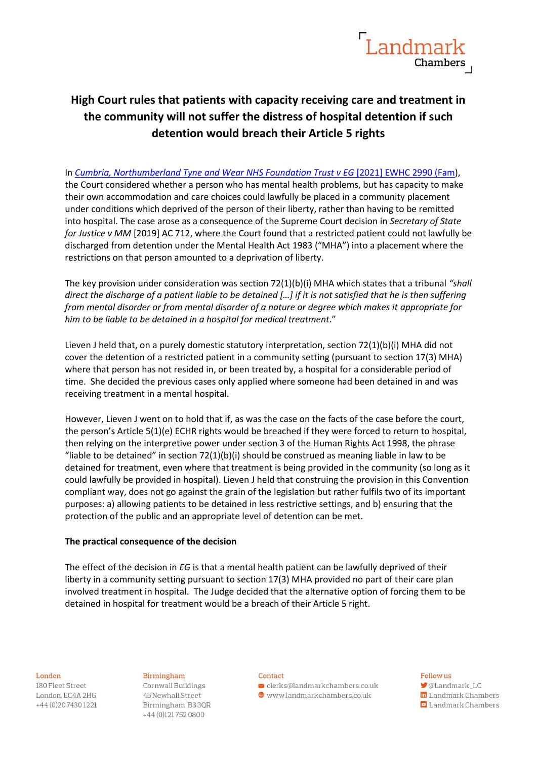# High Court rules that patients with capacity receiving care and treatment in the community will not suffer the distress of hospital detention if such detention would breach their Article 5 rights

In [*Cumbria, Northumberland Tyne and Wear NHS Foundation Trust v EG* [2021] EWHC 2990 (Fam)](), the Court considered whether a person who has mental health problems, but has capacity to make their own accommodation and care choices could lawfully be placed in a community placement under conditions which deprived of the person of their liberty, rather than having to be remitted into hospital. The case arose as a consequence of the Supreme Court decision in *Secretary of State for Justice v MM* [2019] AC 712, where the Court found that a restricted patient could not lawfully be discharged from detention under the Mental Health Act 1983 ("MHA") into a placement where the restrictions on that person amounted to a deprivation of liberty.

The key provision under consideration was section 72(1)(b)(i) MHA which states that a tribunal *"shall direct the discharge of a patient liable to be detained […] if it is not satisfied that he is then suffering from mental disorder or from mental disorder of a nature or degree which makes it appropriate for him to be liable to be detained in a hospital for medical treatment*."

Lieven J held that, on a purely domestic statutory interpretation, section 72(1)(b)(i) MHA did not cover the detention of a restricted patient in a community setting (pursuant to section 17(3) MHA) where that person has not resided in, or been treated by, a hospital for a considerable period of time. She decided the previous cases only applied where someone had been detained in and was receiving treatment in a mental hospital.

However, Lieven J went on to hold that if, as was the case on the facts of the case before the court, the person's Article 5(1)(e) ECHR rights would be breached if they were forced to return to hospital, then relying on the interpretive power under section 3 of the Human Rights Act 1998, the phrase "liable to be detained" in section 72(1)(b)(i) should be construed as meaning liable in law to be detained for treatment, even where that treatment is being provided in the community (so long as it could lawfully be provided in hospital). Lieven J held that construing the provision in this Convention compliant way, does not go against the grain of the legislation but rather fulfils two of its important purposes: a) allowing patients to be detained in less restrictive settings, and b) ensuring that the protection of the public and an appropriate level of detention can be met.

**The practical consequence of the decision**

The effect of the decision in *EG* is that a mental health patient can be lawfully deprived of their liberty in a community setting pursuant to section 17(3) MHA provided no part of their care plan involved treatment in hospital. The Judge decided that the alternative option of forcing them to be detained in hospital for treatment would be a breach of their Article 5 right.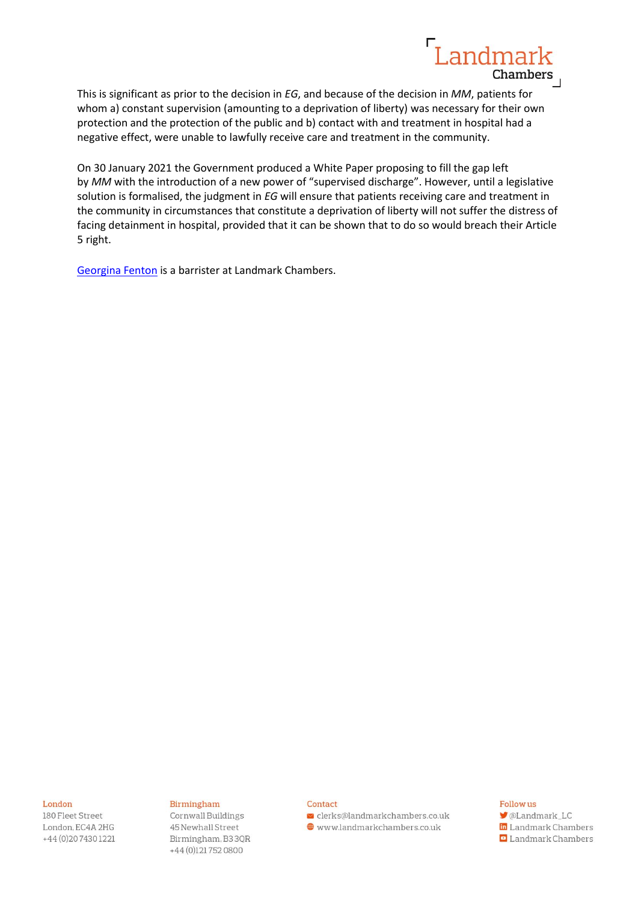This is significant as prior to the decision in *EG*, and because of the decision in *MM*, patients for whom a) constant supervision (amounting to a deprivation of liberty) was necessary for their own protection and the protection of the public and b) contact with and treatment in hospital had a negative effect, were unable to lawfully receive care and treatment in the community.

On 30 January 2021 the Government produced a White Paper proposing to fill the gap left by *MM* with the introduction of a new power of "supervised discharge". However, until a legislative solution is formalised, the judgment in *EG* will ensure that patients receiving care and treatment in the community in circumstances that constitute a deprivation of liberty will not suffer the distress of facing detainment in hospital, provided that it can be shown that to do so would breach their Article 5 right.

[Georgina Fenton] is a barrister at Landmark Chambers.